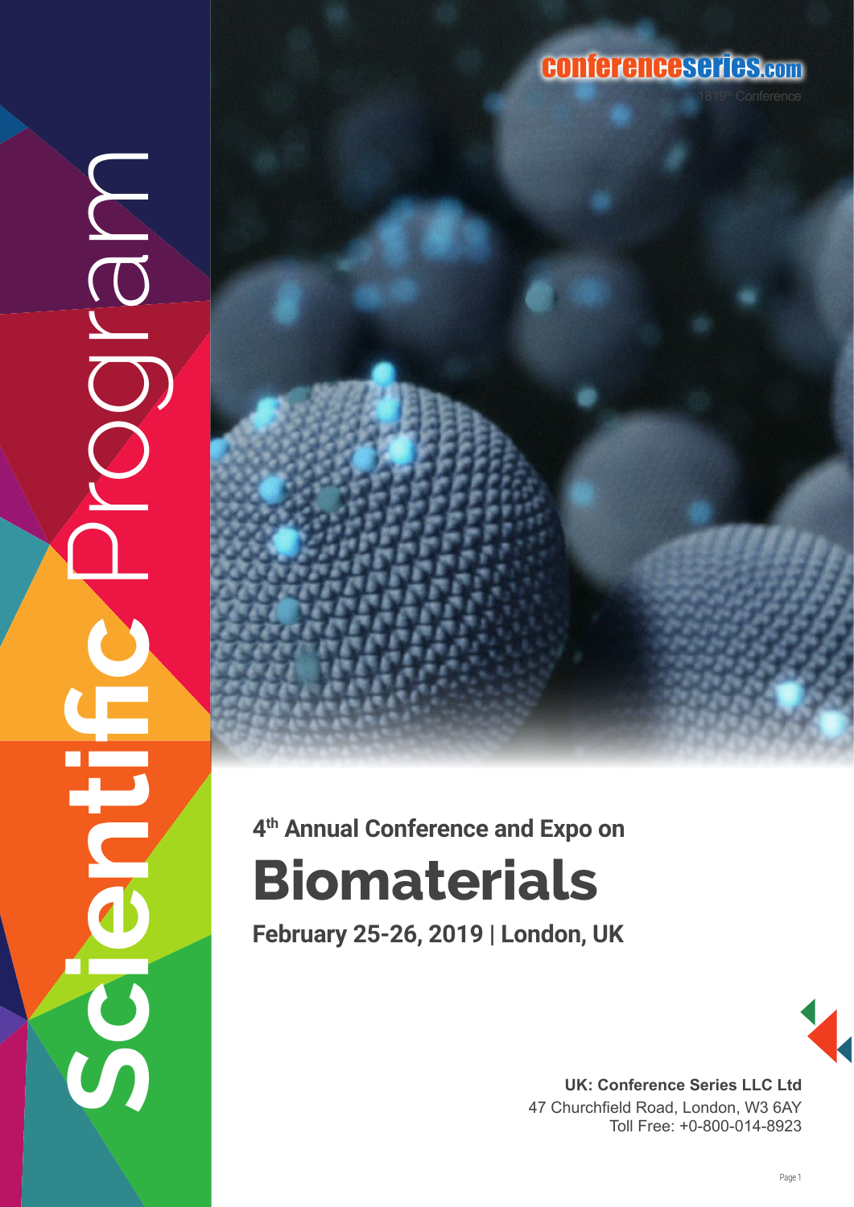# Scientific Program

conferenceseries.com

1819th Conference

## 4th Annual Conference and Expo on

# Biomaterials

**February 25-26, 2019 | London, UK**

**UK: Conference Series LLC Ltd**
47 Churchfield Road, London, W3 6AY
Toll Free: +0-800-014-8923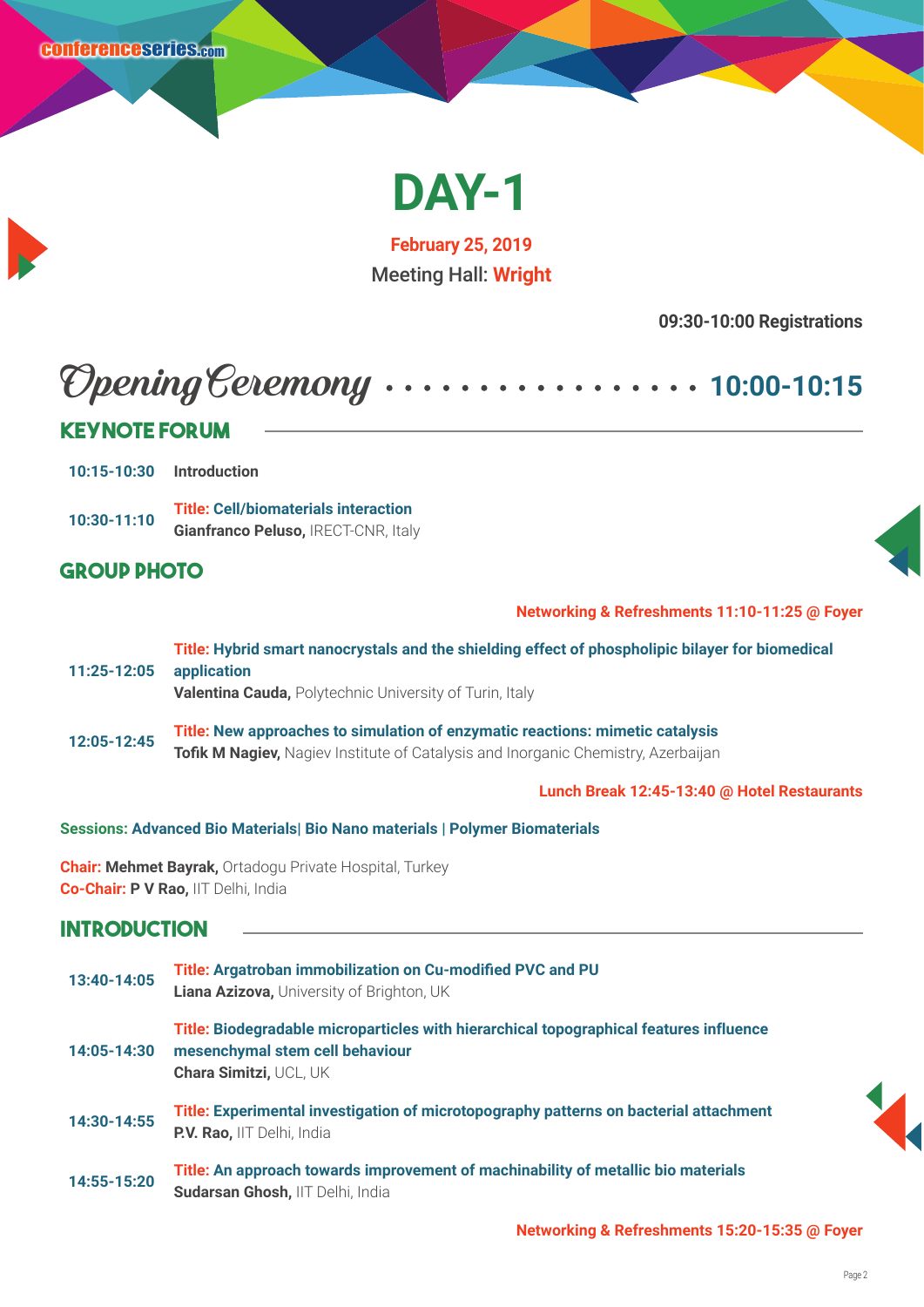# DAY-1

**February 25, 2019**

Meeting Hall: **Wright**

**09:30-10:00 Registrations**

## Opening Ceremony ................. 10:00-10:15

## KEYNOTE FORUM

**10:15-10:30** **Introduction**

**10:30-11:10** **Title: Cell/biomaterials interaction**
**Gianfranco Peluso,** IRECT-CNR, Italy

## GROUP PHOTO

**Networking & Refreshments 11:10-11:25 @ Foyer**

**11:25-12:05** **Title: Hybrid smart nanocrystals and the shielding effect of phospholipic bilayer for biomedical application**
**Valentina Cauda,** Polytechnic University of Turin, Italy

**12:05-12:45** **Title: New approaches to simulation of enzymatic reactions: mimetic catalysis**
**Tofik M Nagiev,** Nagiev Institute of Catalysis and Inorganic Chemistry, Azerbaijan

**Lunch Break 12:45-13:40 @ Hotel Restaurants**

**Sessions: Advanced Bio Materials| Bio Nano materials | Polymer Biomaterials**

**Chair: Mehmet Bayrak,** Ortadogu Private Hospital, Turkey
**Co-Chair: P V Rao,** IIT Delhi, India

## INTRODUCTION

**13:40-14:05** **Title: Argatroban immobilization on Cu-modified PVC and PU**
**Liana Azizova,** University of Brighton, UK

**14:05-14:30** **Title: Biodegradable microparticles with hierarchical topographical features influence mesenchymal stem cell behaviour**
**Chara Simitzi,** UCL, UK

**14:30-14:55** **Title: Experimental investigation of microtopography patterns on bacterial attachment**
**P.V. Rao,** IIT Delhi, India

**14:55-15:20** **Title: An approach towards improvement of machinability of metallic bio materials**
**Sudarsan Ghosh,** IIT Delhi, India

**Networking & Refreshments 15:20-15:35 @ Foyer**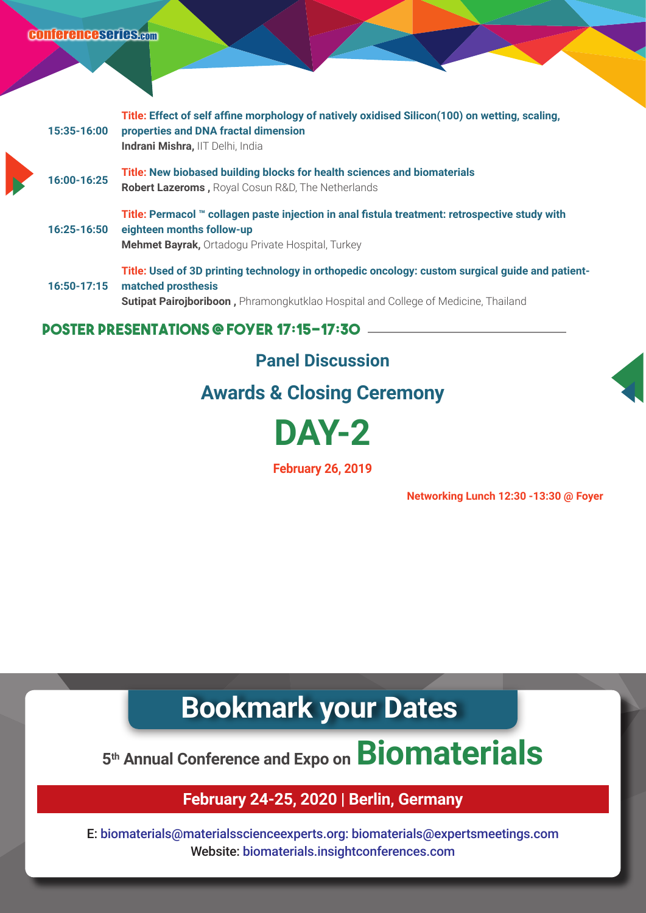| | |
|---|---|
| 15:35-16:00 | **Title: Effect of self affine morphology of natively oxidised Silicon(100) on wetting, scaling, properties and DNA fractal dimension**<br>**Indrani Mishra,** IIT Delhi, India |
| 16:00-16:25 | **Title: New biobased building blocks for health sciences and biomaterials**<br>**Robert Lazeroms ,** Royal Cosun R&D, The Netherlands |
| 16:25-16:50 | **Title: Permacol ™ collagen paste injection in anal fistula treatment: retrospective study with eighteen months follow-up**<br>**Mehmet Bayrak,** Ortadogu Private Hospital, Turkey |
| 16:50-17:15 | **Title: Used of 3D printing technology in orthopedic oncology: custom surgical guide and patient-matched prosthesis**<br>**Sutipat Pairojboriboon ,** Phramongkutklao Hospital and College of Medicine, Thailand |

## POSTER PRESENTATIONS @ FOYER 17:15-17:30

### Panel Discussion

### Awards & Closing Ceremony

# DAY-2

**February 26, 2019**

**Networking Lunch 12:30 -13:30 @ Foyer**

## Bookmark your Dates

**5th Annual Conference and Expo on Biomaterials**

**February 24-25, 2020 | Berlin, Germany**

E: biomaterials@materialsscienceexperts.org: biomaterials@expertsmeetings.com
Website: biomaterials.insightconferences.com